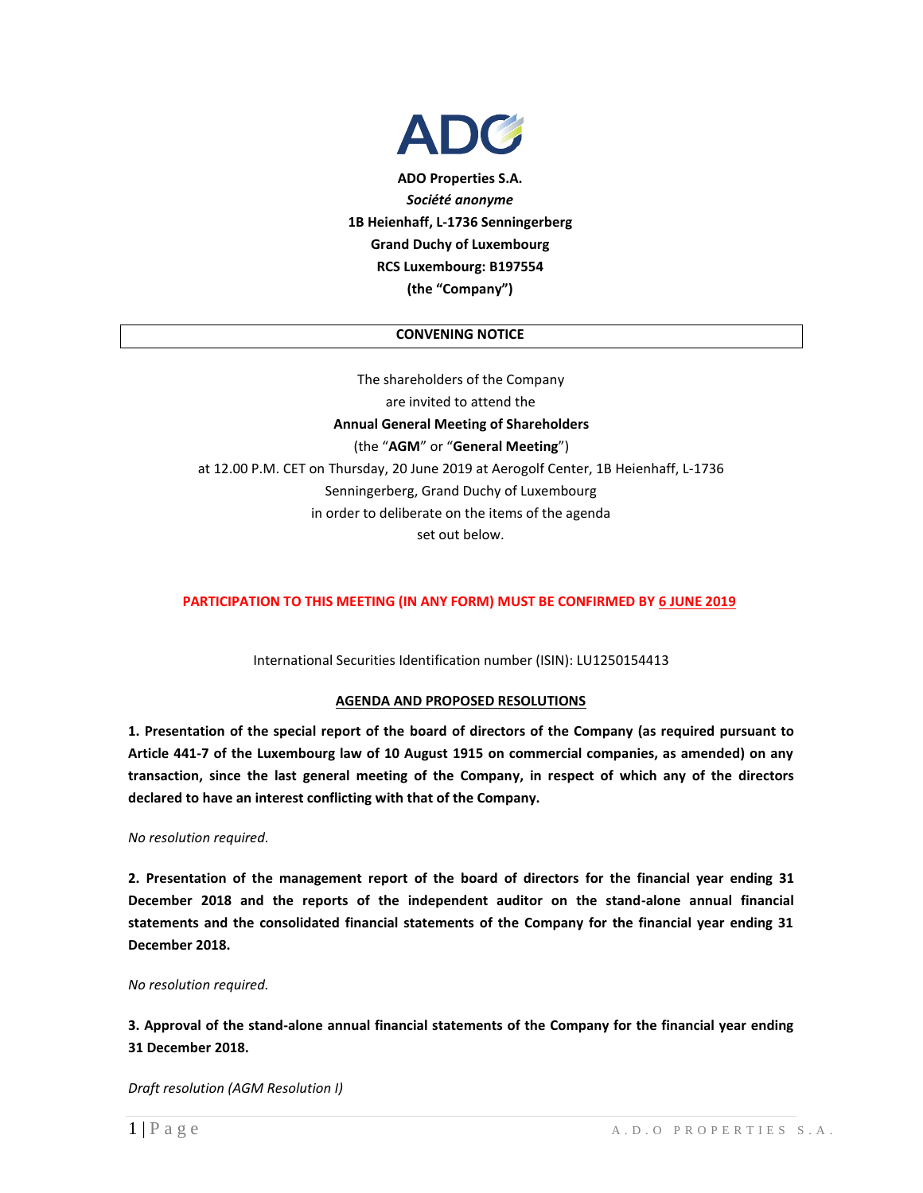**ADO Properties S.A.**
***Société anonyme***
**1B Heienhaff, L-1736 Senningerberg**
**Grand Duchy of Luxembourg**
**RCS Luxembourg: B197554**
**(the "Company")**

## CONVENING NOTICE

The shareholders of the Company
are invited to attend the
**Annual General Meeting of Shareholders**
(the "**AGM**" or "**General Meeting**")
at 12.00 P.M. CET on Thursday, 20 June 2019 at Aerogolf Center, 1B Heienhaff, L-1736 Senningerberg, Grand Duchy of Luxembourg
in order to deliberate on the items of the agenda
set out below.

**PARTICIPATION TO THIS MEETING (IN ANY FORM) MUST BE CONFIRMED BY 6 JUNE 2019**

International Securities Identification number (ISIN): LU1250154413

### AGENDA AND PROPOSED RESOLUTIONS

**1. Presentation of the special report of the board of directors of the Company (as required pursuant to Article 441-7 of the Luxembourg law of 10 August 1915 on commercial companies, as amended) on any transaction, since the last general meeting of the Company, in respect of which any of the directors declared to have an interest conflicting with that of the Company.**

*No resolution required.*

**2. Presentation of the management report of the board of directors for the financial year ending 31 December 2018 and the reports of the independent auditor on the stand-alone annual financial statements and the consolidated financial statements of the Company for the financial year ending 31 December 2018.**

*No resolution required.*

**3. Approval of the stand-alone annual financial statements of the Company for the financial year ending 31 December 2018.**

*Draft resolution (AGM Resolution I)*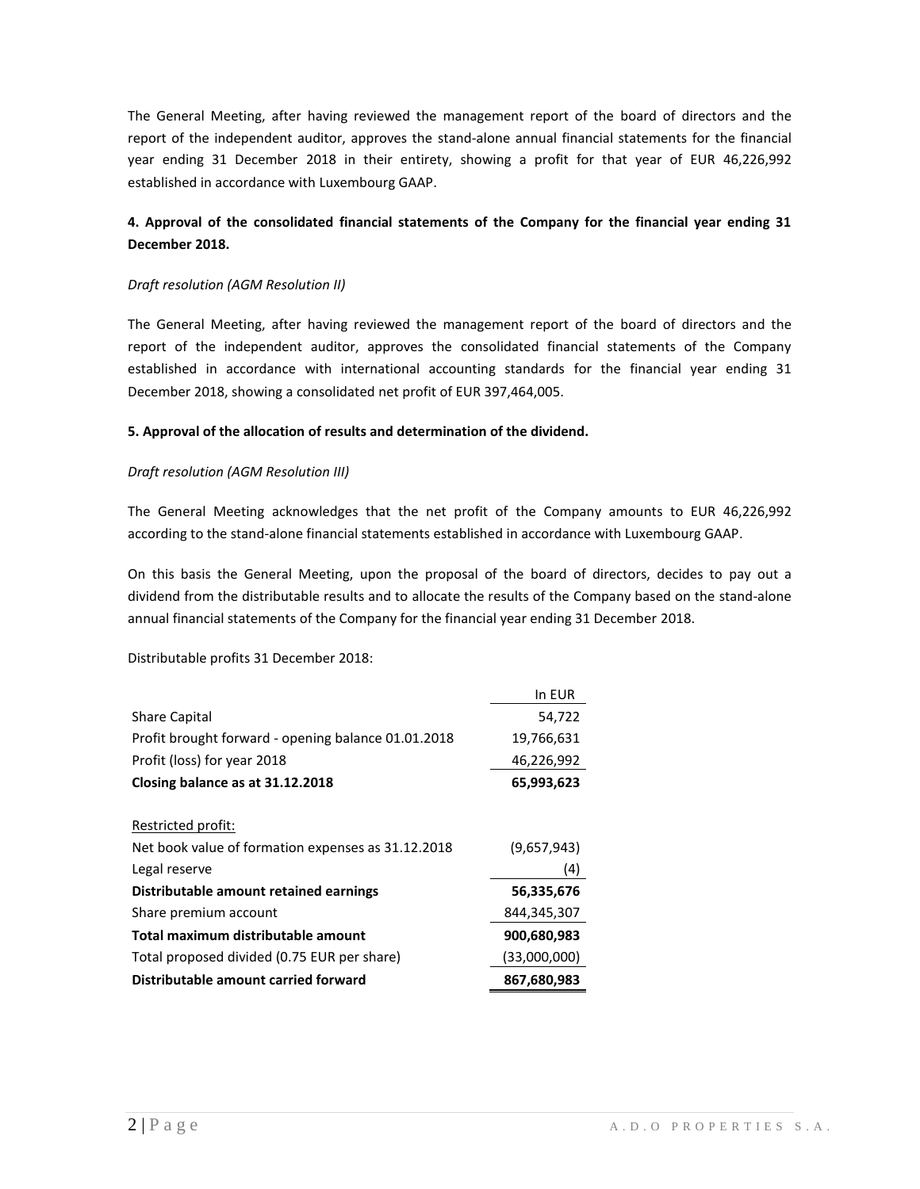The General Meeting, after having reviewed the management report of the board of directors and the report of the independent auditor, approves the stand-alone annual financial statements for the financial year ending 31 December 2018 in their entirety, showing a profit for that year of EUR 46,226,992 established in accordance with Luxembourg GAAP.

**4. Approval of the consolidated financial statements of the Company for the financial year ending 31 December 2018.**

*Draft resolution (AGM Resolution II)*

The General Meeting, after having reviewed the management report of the board of directors and the report of the independent auditor, approves the consolidated financial statements of the Company established in accordance with international accounting standards for the financial year ending 31 December 2018, showing a consolidated net profit of EUR 397,464,005.

**5. Approval of the allocation of results and determination of the dividend.**

*Draft resolution (AGM Resolution III)*

The General Meeting acknowledges that the net profit of the Company amounts to EUR 46,226,992 according to the stand-alone financial statements established in accordance with Luxembourg GAAP.

On this basis the General Meeting, upon the proposal of the board of directors, decides to pay out a dividend from the distributable results and to allocate the results of the Company based on the stand-alone annual financial statements of the Company for the financial year ending 31 December 2018.

Distributable profits 31 December 2018:

| | In EUR |
|---|---|
| Share Capital | 54,722 |
| Profit brought forward - opening balance 01.01.2018 | 19,766,631 |
| Profit (loss) for year 2018 | 46,226,992 |
| **Closing balance as at 31.12.2018** | **65,993,623** |
| | |
| Restricted profit: | |
| Net book value of formation expenses as 31.12.2018 | (9,657,943) |
| Legal reserve | (4) |
| **Distributable amount retained earnings** | **56,335,676** |
| Share premium account | 844,345,307 |
| **Total maximum distributable amount** | **900,680,983** |
| Total proposed divided (0.75 EUR per share) | (33,000,000) |
| **Distributable amount carried forward** | **867,680,983** |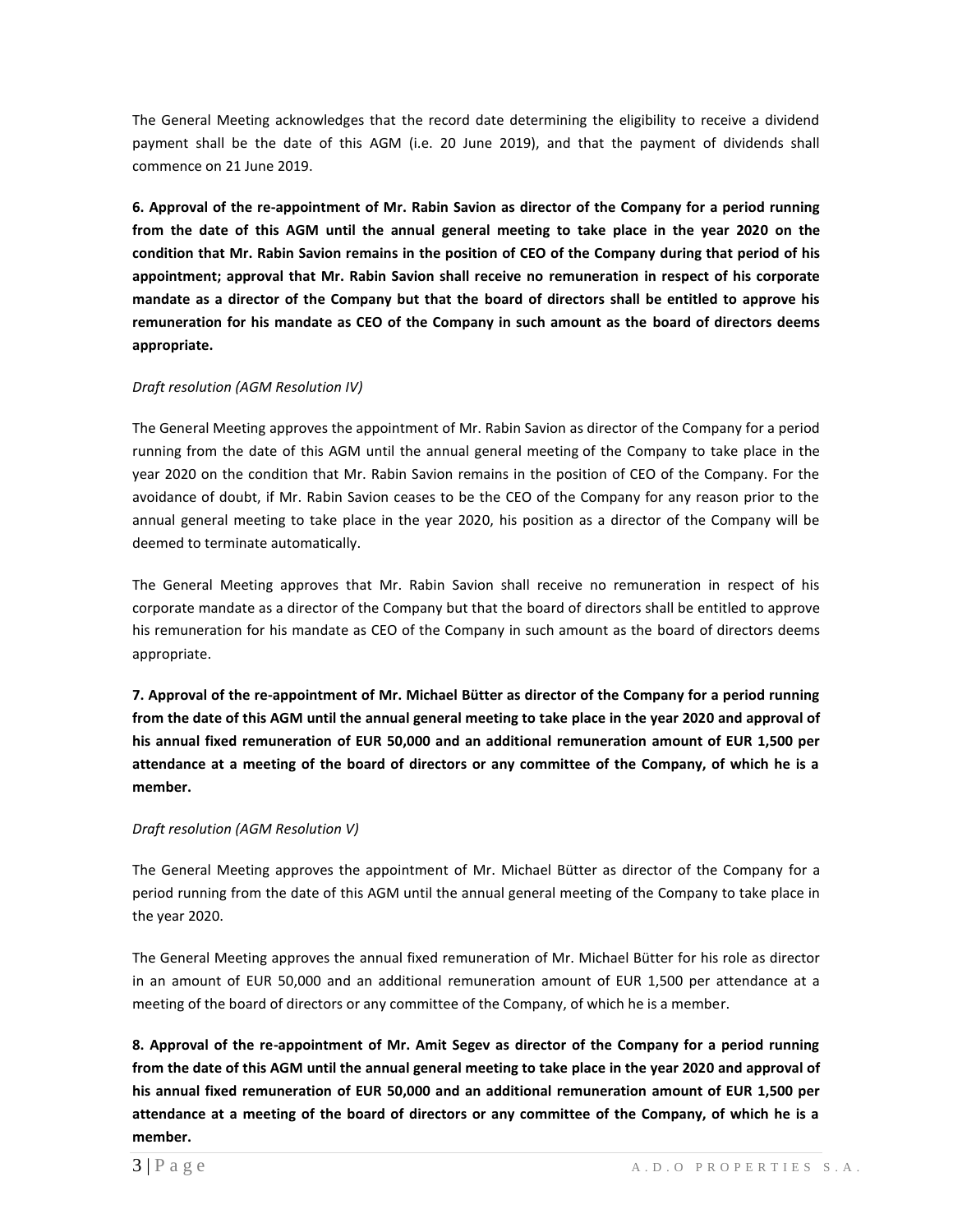The General Meeting acknowledges that the record date determining the eligibility to receive a dividend payment shall be the date of this AGM (i.e. 20 June 2019), and that the payment of dividends shall commence on 21 June 2019.

**6. Approval of the re-appointment of Mr. Rabin Savion as director of the Company for a period running from the date of this AGM until the annual general meeting to take place in the year 2020 on the condition that Mr. Rabin Savion remains in the position of CEO of the Company during that period of his appointment; approval that Mr. Rabin Savion shall receive no remuneration in respect of his corporate mandate as a director of the Company but that the board of directors shall be entitled to approve his remuneration for his mandate as CEO of the Company in such amount as the board of directors deems appropriate.**

*Draft resolution (AGM Resolution IV)*

The General Meeting approves the appointment of Mr. Rabin Savion as director of the Company for a period running from the date of this AGM until the annual general meeting of the Company to take place in the year 2020 on the condition that Mr. Rabin Savion remains in the position of CEO of the Company. For the avoidance of doubt, if Mr. Rabin Savion ceases to be the CEO of the Company for any reason prior to the annual general meeting to take place in the year 2020, his position as a director of the Company will be deemed to terminate automatically.

The General Meeting approves that Mr. Rabin Savion shall receive no remuneration in respect of his corporate mandate as a director of the Company but that the board of directors shall be entitled to approve his remuneration for his mandate as CEO of the Company in such amount as the board of directors deems appropriate.

**7. Approval of the re-appointment of Mr. Michael Bütter as director of the Company for a period running from the date of this AGM until the annual general meeting to take place in the year 2020 and approval of his annual fixed remuneration of EUR 50,000 and an additional remuneration amount of EUR 1,500 per attendance at a meeting of the board of directors or any committee of the Company, of which he is a member.**

*Draft resolution (AGM Resolution V)*

The General Meeting approves the appointment of Mr. Michael Bütter as director of the Company for a period running from the date of this AGM until the annual general meeting of the Company to take place in the year 2020.

The General Meeting approves the annual fixed remuneration of Mr. Michael Bütter for his role as director in an amount of EUR 50,000 and an additional remuneration amount of EUR 1,500 per attendance at a meeting of the board of directors or any committee of the Company, of which he is a member.

**8. Approval of the re-appointment of Mr. Amit Segev as director of the Company for a period running from the date of this AGM until the annual general meeting to take place in the year 2020 and approval of his annual fixed remuneration of EUR 50,000 and an additional remuneration amount of EUR 1,500 per attendance at a meeting of the board of directors or any committee of the Company, of which he is a member.**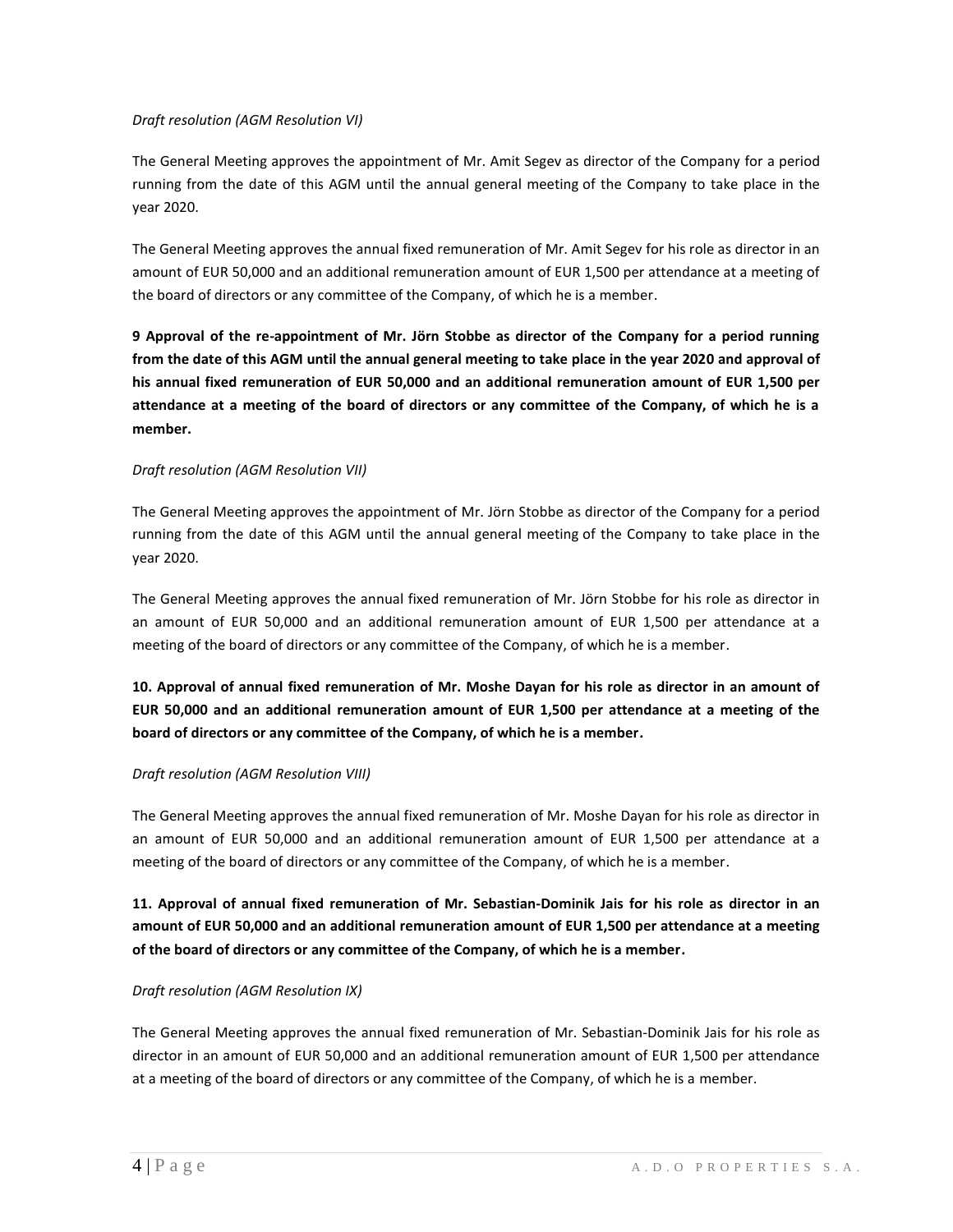*Draft resolution (AGM Resolution VI)*

The General Meeting approves the appointment of Mr. Amit Segev as director of the Company for a period running from the date of this AGM until the annual general meeting of the Company to take place in the year 2020.

The General Meeting approves the annual fixed remuneration of Mr. Amit Segev for his role as director in an amount of EUR 50,000 and an additional remuneration amount of EUR 1,500 per attendance at a meeting of the board of directors or any committee of the Company, of which he is a member.

**9 Approval of the re-appointment of Mr. Jörn Stobbe as director of the Company for a period running from the date of this AGM until the annual general meeting to take place in the year 2020 and approval of his annual fixed remuneration of EUR 50,000 and an additional remuneration amount of EUR 1,500 per attendance at a meeting of the board of directors or any committee of the Company, of which he is a member.**

*Draft resolution (AGM Resolution VII)*

The General Meeting approves the appointment of Mr. Jörn Stobbe as director of the Company for a period running from the date of this AGM until the annual general meeting of the Company to take place in the year 2020.

The General Meeting approves the annual fixed remuneration of Mr. Jörn Stobbe for his role as director in an amount of EUR 50,000 and an additional remuneration amount of EUR 1,500 per attendance at a meeting of the board of directors or any committee of the Company, of which he is a member.

**10. Approval of annual fixed remuneration of Mr. Moshe Dayan for his role as director in an amount of EUR 50,000 and an additional remuneration amount of EUR 1,500 per attendance at a meeting of the board of directors or any committee of the Company, of which he is a member.**

*Draft resolution (AGM Resolution VIII)*

The General Meeting approves the annual fixed remuneration of Mr. Moshe Dayan for his role as director in an amount of EUR 50,000 and an additional remuneration amount of EUR 1,500 per attendance at a meeting of the board of directors or any committee of the Company, of which he is a member.

**11. Approval of annual fixed remuneration of Mr. Sebastian-Dominik Jais for his role as director in an amount of EUR 50,000 and an additional remuneration amount of EUR 1,500 per attendance at a meeting of the board of directors or any committee of the Company, of which he is a member.**

*Draft resolution (AGM Resolution IX)*

The General Meeting approves the annual fixed remuneration of Mr. Sebastian-Dominik Jais for his role as director in an amount of EUR 50,000 and an additional remuneration amount of EUR 1,500 per attendance at a meeting of the board of directors or any committee of the Company, of which he is a member.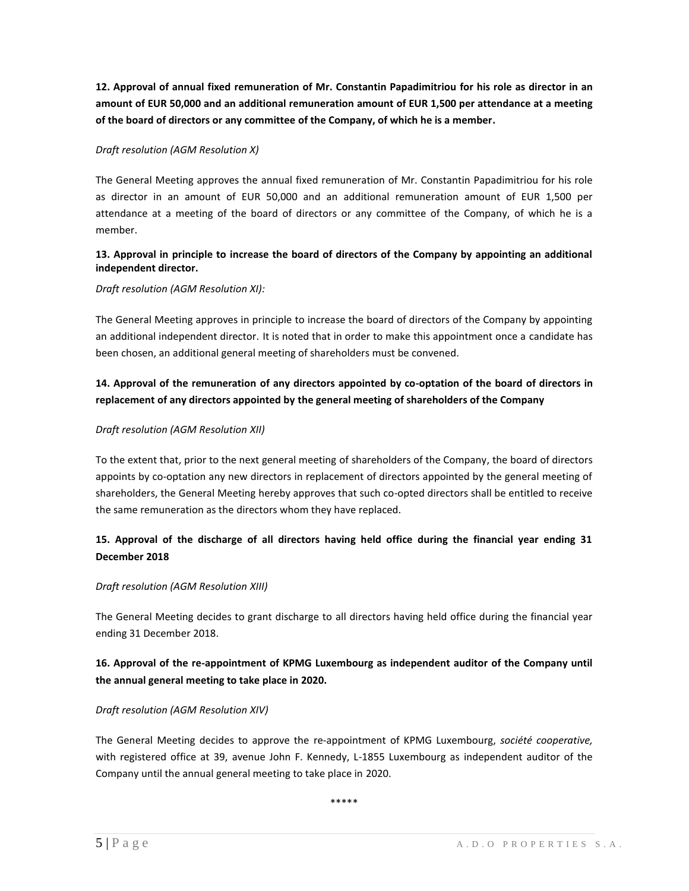**12. Approval of annual fixed remuneration of Mr. Constantin Papadimitriou for his role as director in an amount of EUR 50,000 and an additional remuneration amount of EUR 1,500 per attendance at a meeting of the board of directors or any committee of the Company, of which he is a member.**

*Draft resolution (AGM Resolution X)*

The General Meeting approves the annual fixed remuneration of Mr. Constantin Papadimitriou for his role as director in an amount of EUR 50,000 and an additional remuneration amount of EUR 1,500 per attendance at a meeting of the board of directors or any committee of the Company, of which he is a member.

**13. Approval in principle to increase the board of directors of the Company by appointing an additional independent director.**

*Draft resolution (AGM Resolution XI):*

The General Meeting approves in principle to increase the board of directors of the Company by appointing an additional independent director. It is noted that in order to make this appointment once a candidate has been chosen, an additional general meeting of shareholders must be convened.

**14. Approval of the remuneration of any directors appointed by co-optation of the board of directors in replacement of any directors appointed by the general meeting of shareholders of the Company**

*Draft resolution (AGM Resolution XII)*

To the extent that, prior to the next general meeting of shareholders of the Company, the board of directors appoints by co-optation any new directors in replacement of directors appointed by the general meeting of shareholders, the General Meeting hereby approves that such co-opted directors shall be entitled to receive the same remuneration as the directors whom they have replaced.

**15. Approval of the discharge of all directors having held office during the financial year ending 31 December 2018**

*Draft resolution (AGM Resolution XIII)*

The General Meeting decides to grant discharge to all directors having held office during the financial year ending 31 December 2018.

**16. Approval of the re-appointment of KPMG Luxembourg as independent auditor of the Company until the annual general meeting to take place in 2020.**

*Draft resolution (AGM Resolution XIV)*

The General Meeting decides to approve the re-appointment of KPMG Luxembourg, *société cooperative,* with registered office at 39, avenue John F. Kennedy, L-1855 Luxembourg as independent auditor of the Company until the annual general meeting to take place in 2020.

*****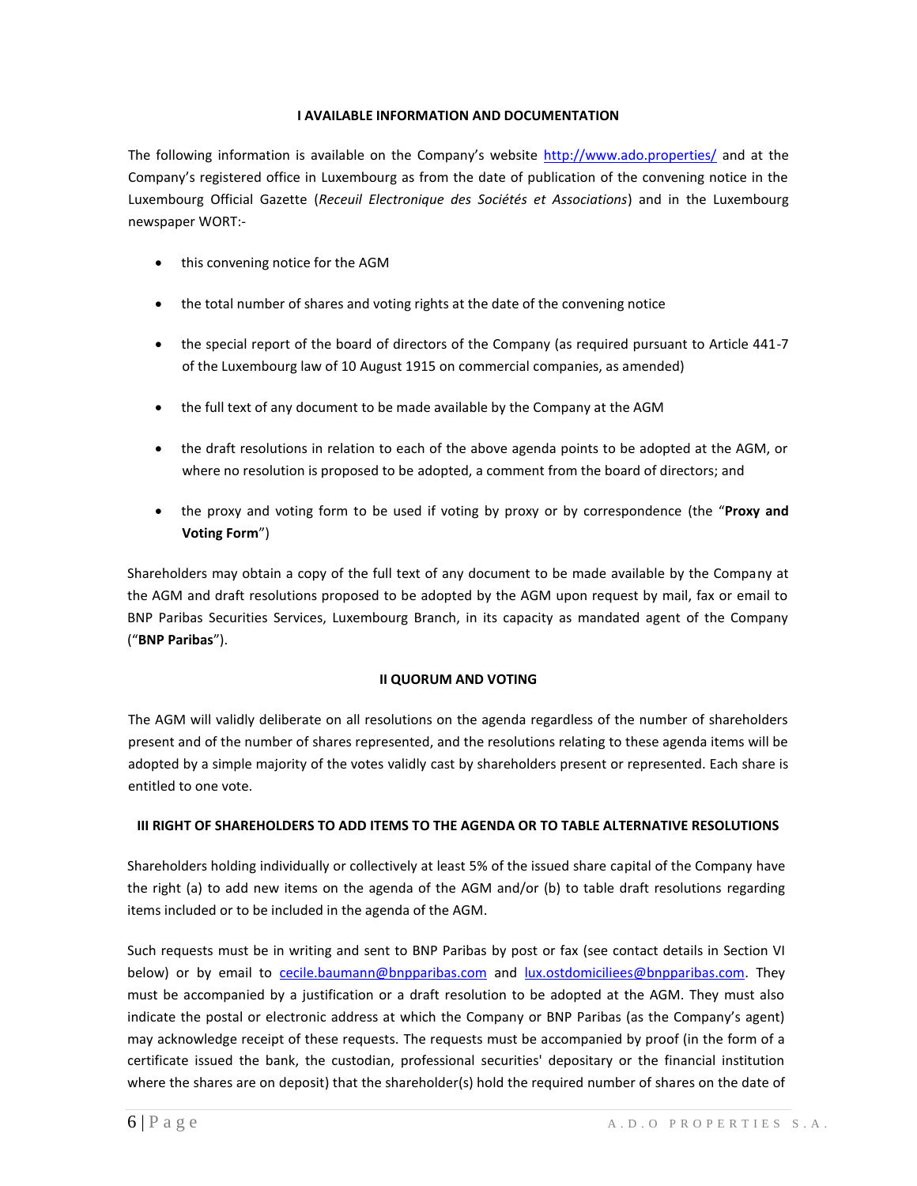## I AVAILABLE INFORMATION AND DOCUMENTATION

The following information is available on the Company's website [http://www.ado.properties/](http://www.ado.properties/) and at the Company's registered office in Luxembourg as from the date of publication of the convening notice in the Luxembourg Official Gazette (*Receuil Electronique des Sociétés et Associations*) and in the Luxembourg newspaper WORT:-

- this convening notice for the AGM
- the total number of shares and voting rights at the date of the convening notice
- the special report of the board of directors of the Company (as required pursuant to Article 441-7 of the Luxembourg law of 10 August 1915 on commercial companies, as amended)
- the full text of any document to be made available by the Company at the AGM
- the draft resolutions in relation to each of the above agenda points to be adopted at the AGM, or where no resolution is proposed to be adopted, a comment from the board of directors; and
- the proxy and voting form to be used if voting by proxy or by correspondence (the "**Proxy and Voting Form**")

Shareholders may obtain a copy of the full text of any document to be made available by the Company at the AGM and draft resolutions proposed to be adopted by the AGM upon request by mail, fax or email to BNP Paribas Securities Services, Luxembourg Branch, in its capacity as mandated agent of the Company ("**BNP Paribas**").

## II QUORUM AND VOTING

The AGM will validly deliberate on all resolutions on the agenda regardless of the number of shareholders present and of the number of shares represented, and the resolutions relating to these agenda items will be adopted by a simple majority of the votes validly cast by shareholders present or represented. Each share is entitled to one vote.

## III RIGHT OF SHAREHOLDERS TO ADD ITEMS TO THE AGENDA OR TO TABLE ALTERNATIVE RESOLUTIONS

Shareholders holding individually or collectively at least 5% of the issued share capital of the Company have the right (a) to add new items on the agenda of the AGM and/or (b) to table draft resolutions regarding items included or to be included in the agenda of the AGM.

Such requests must be in writing and sent to BNP Paribas by post or fax (see contact details in Section VI below) or by email to [cecile.baumann@bnpparibas.com](mailto:cecile.baumann@bnpparibas.com) and [lux.ostdomiciliees@bnpparibas.com](mailto:lux.ostdomiciliees@bnpparibas.com). They must be accompanied by a justification or a draft resolution to be adopted at the AGM. They must also indicate the postal or electronic address at which the Company or BNP Paribas (as the Company's agent) may acknowledge receipt of these requests. The requests must be accompanied by proof (in the form of a certificate issued the bank, the custodian, professional securities' depositary or the financial institution where the shares are on deposit) that the shareholder(s) hold the required number of shares on the date of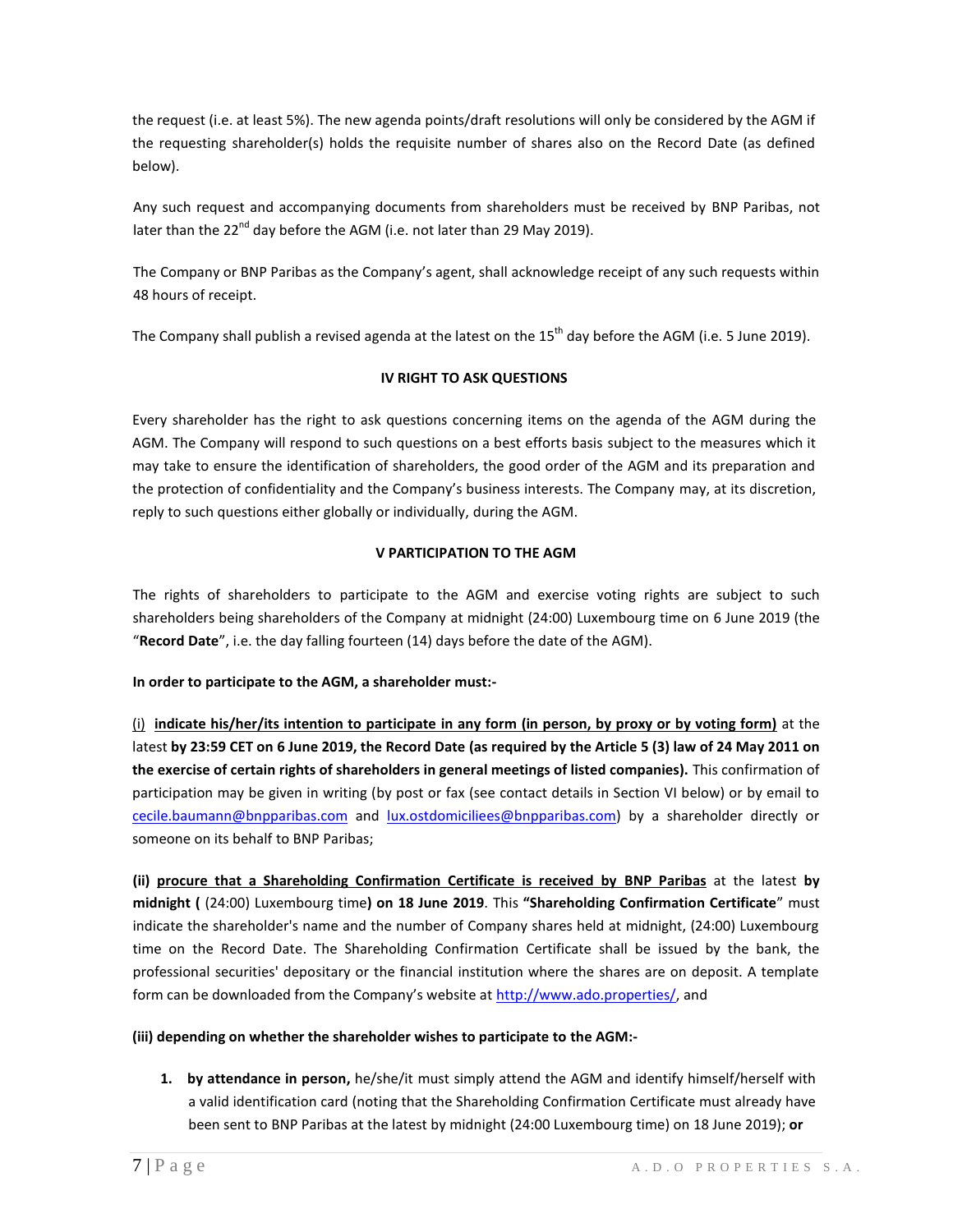the request (i.e. at least 5%). The new agenda points/draft resolutions will only be considered by the AGM if the requesting shareholder(s) holds the requisite number of shares also on the Record Date (as defined below).

Any such request and accompanying documents from shareholders must be received by BNP Paribas, not later than the 22nd day before the AGM (i.e. not later than 29 May 2019).

The Company or BNP Paribas as the Company's agent, shall acknowledge receipt of any such requests within 48 hours of receipt.

The Company shall publish a revised agenda at the latest on the 15th day before the AGM (i.e. 5 June 2019).

## IV RIGHT TO ASK QUESTIONS

Every shareholder has the right to ask questions concerning items on the agenda of the AGM during the AGM. The Company will respond to such questions on a best efforts basis subject to the measures which it may take to ensure the identification of shareholders, the good order of the AGM and its preparation and the protection of confidentiality and the Company's business interests. The Company may, at its discretion, reply to such questions either globally or individually, during the AGM.

## V PARTICIPATION TO THE AGM

The rights of shareholders to participate to the AGM and exercise voting rights are subject to such shareholders being shareholders of the Company at midnight (24:00) Luxembourg time on 6 June 2019 (the "**Record Date**", i.e. the day falling fourteen (14) days before the date of the AGM).

**In order to participate to the AGM, a shareholder must:-**

(i) **indicate his/her/its intention to participate in any form (in person, by proxy or by voting form)** at the latest **by 23:59 CET on 6 June 2019, the Record Date (as required by the Article 5 (3) law of 24 May 2011 on the exercise of certain rights of shareholders in general meetings of listed companies).** This confirmation of participation may be given in writing (by post or fax (see contact details in Section VI below) or by email to cecile.baumann@bnpparibas.com and lux.ostdomiciliees@bnpparibas.com) by a shareholder directly or someone on its behalf to BNP Paribas;

**(ii) procure that a Shareholding Confirmation Certificate is received by BNP Paribas** at the latest **by midnight (** (24:00) Luxembourg time**) on 18 June 2019**. This **"Shareholding Confirmation Certificate**" must indicate the shareholder's name and the number of Company shares held at midnight, (24:00) Luxembourg time on the Record Date. The Shareholding Confirmation Certificate shall be issued by the bank, the professional securities' depositary or the financial institution where the shares are on deposit. A template form can be downloaded from the Company's website at http://www.ado.properties/, and

**(iii) depending on whether the shareholder wishes to participate to the AGM:-**

1. **by attendance in person,** he/she/it must simply attend the AGM and identify himself/herself with a valid identification card (noting that the Shareholding Confirmation Certificate must already have been sent to BNP Paribas at the latest by midnight (24:00 Luxembourg time) on 18 June 2019); **or**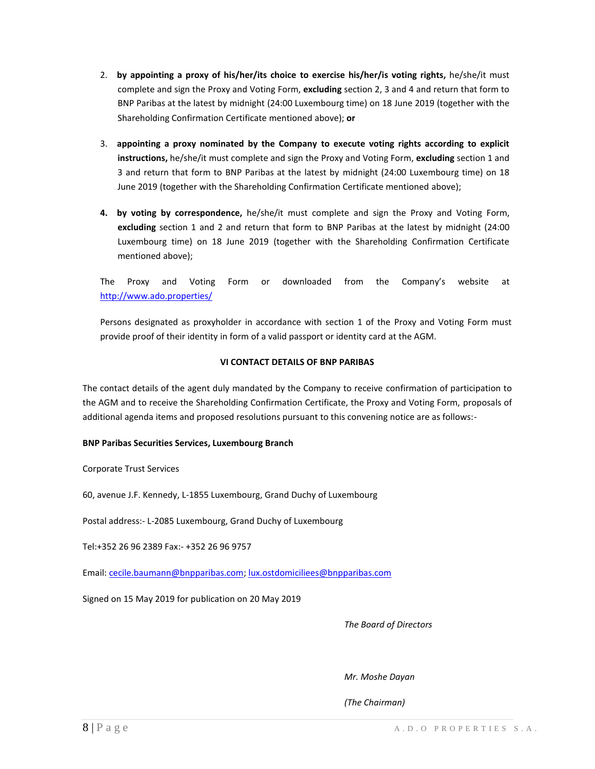2. **by appointing a proxy of his/her/its choice to exercise his/her/is voting rights,** he/she/it must complete and sign the Proxy and Voting Form, **excluding** section 2, 3 and 4 and return that form to BNP Paribas at the latest by midnight (24:00 Luxembourg time) on 18 June 2019 (together with the Shareholding Confirmation Certificate mentioned above); **or**

3. **appointing a proxy nominated by the Company to execute voting rights according to explicit instructions,** he/she/it must complete and sign the Proxy and Voting Form, **excluding** section 1 and 3 and return that form to BNP Paribas at the latest by midnight (24:00 Luxembourg time) on 18 June 2019 (together with the Shareholding Confirmation Certificate mentioned above);

4. **by voting by correspondence,** he/she/it must complete and sign the Proxy and Voting Form, **excluding** section 1 and 2 and return that form to BNP Paribas at the latest by midnight (24:00 Luxembourg time) on 18 June 2019 (together with the Shareholding Confirmation Certificate mentioned above);

The Proxy and Voting Form or downloaded from the Company's website at http://www.ado.properties/

Persons designated as proxyholder in accordance with section 1 of the Proxy and Voting Form must provide proof of their identity in form of a valid passport or identity card at the AGM.

**VI CONTACT DETAILS OF BNP PARIBAS**

The contact details of the agent duly mandated by the Company to receive confirmation of participation to the AGM and to receive the Shareholding Confirmation Certificate, the Proxy and Voting Form, proposals of additional agenda items and proposed resolutions pursuant to this convening notice are as follows:-

**BNP Paribas Securities Services, Luxembourg Branch**

Corporate Trust Services

60, avenue J.F. Kennedy, L-1855 Luxembourg, Grand Duchy of Luxembourg

Postal address:- L-2085 Luxembourg, Grand Duchy of Luxembourg

Tel:+352 26 96 2389 Fax:- +352 26 96 9757

Email: cecile.baumann@bnpparibas.com; lux.ostdomiciliees@bnpparibas.com

Signed on 15 May 2019 for publication on 20 May 2019

*The Board of Directors*

*Mr. Moshe Dayan*

*(The Chairman)*